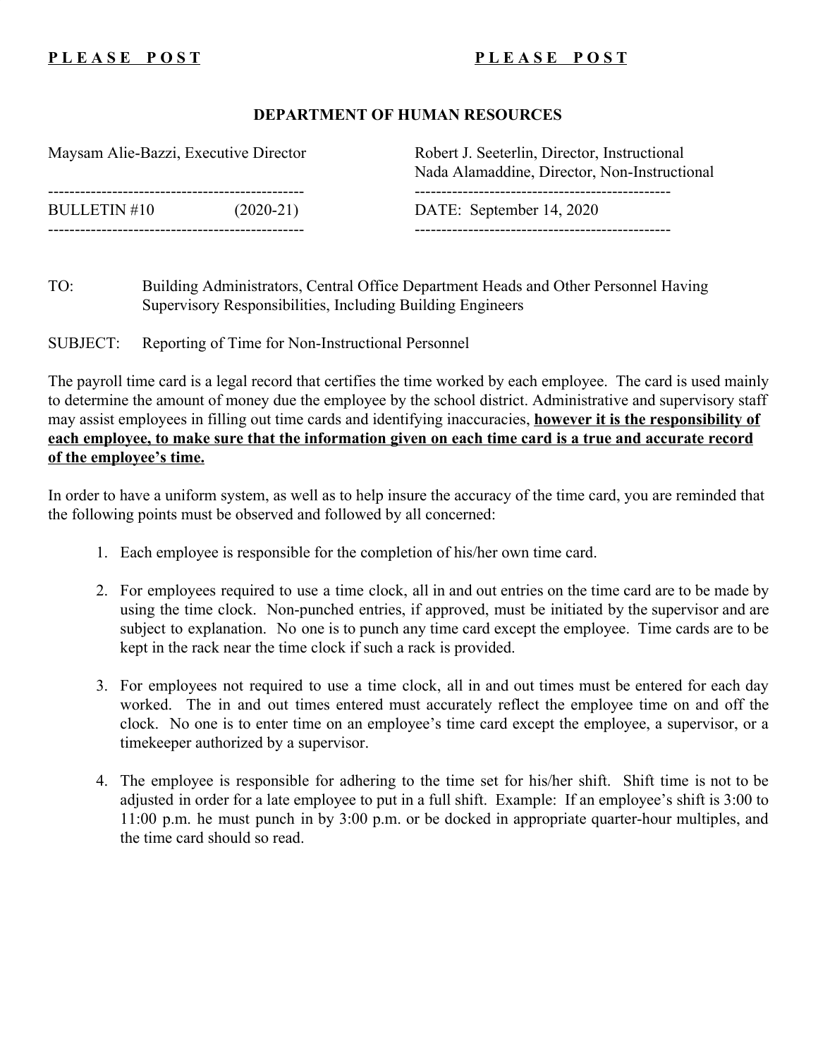**P L E A S E   P O S T**　　　　　　　　　　　　**P L E A S E   P O S T**

**DEPARTMENT OF HUMAN RESOURCES**

Maysam Alie-Bazzi, Executive Director

Robert J. Seeterlin, Director, Instructional
Nada Alamaddine, Director, Non-Instructional

---

BULLETIN #10　　　(2020-21)

DATE: September 14, 2020

---

TO: Building Administrators, Central Office Department Heads and Other Personnel Having Supervisory Responsibilities, Including Building Engineers

SUBJECT: Reporting of Time for Non-Instructional Personnel

The payroll time card is a legal record that certifies the time worked by each employee. The card is used mainly to determine the amount of money due the employee by the school district. Administrative and supervisory staff may assist employees in filling out time cards and identifying inaccuracies, **however it is the responsibility of each employee, to make sure that the information given on each time card is a true and accurate record of the employee's time.**

In order to have a uniform system, as well as to help insure the accuracy of the time card, you are reminded that the following points must be observed and followed by all concerned:

1. Each employee is responsible for the completion of his/her own time card.

2. For employees required to use a time clock, all in and out entries on the time card are to be made by using the time clock. Non-punched entries, if approved, must be initiated by the supervisor and are subject to explanation. No one is to punch any time card except the employee. Time cards are to be kept in the rack near the time clock if such a rack is provided.

3. For employees not required to use a time clock, all in and out times must be entered for each day worked. The in and out times entered must accurately reflect the employee time on and off the clock. No one is to enter time on an employee's time card except the employee, a supervisor, or a timekeeper authorized by a supervisor.

4. The employee is responsible for adhering to the time set for his/her shift. Shift time is not to be adjusted in order for a late employee to put in a full shift. Example: If an employee's shift is 3:00 to 11:00 p.m. he must punch in by 3:00 p.m. or be docked in appropriate quarter-hour multiples, and the time card should so read.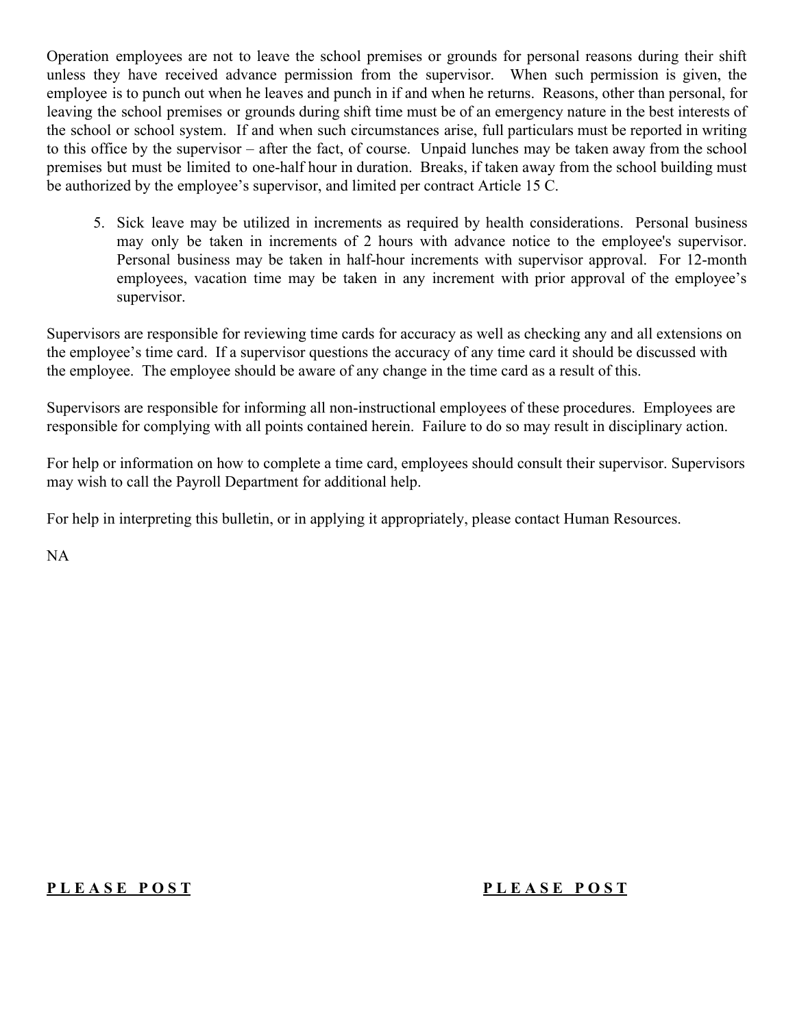Operation employees are not to leave the school premises or grounds for personal reasons during their shift unless they have received advance permission from the supervisor. When such permission is given, the employee is to punch out when he leaves and punch in if and when he returns. Reasons, other than personal, for leaving the school premises or grounds during shift time must be of an emergency nature in the best interests of the school or school system. If and when such circumstances arise, full particulars must be reported in writing to this office by the supervisor – after the fact, of course. Unpaid lunches may be taken away from the school premises but must be limited to one-half hour in duration. Breaks, if taken away from the school building must be authorized by the employee's supervisor, and limited per contract Article 15 C.

5. Sick leave may be utilized in increments as required by health considerations. Personal business may only be taken in increments of 2 hours with advance notice to the employee's supervisor. Personal business may be taken in half-hour increments with supervisor approval. For 12-month employees, vacation time may be taken in any increment with prior approval of the employee's supervisor.

Supervisors are responsible for reviewing time cards for accuracy as well as checking any and all extensions on the employee's time card. If a supervisor questions the accuracy of any time card it should be discussed with the employee. The employee should be aware of any change in the time card as a result of this.

Supervisors are responsible for informing all non-instructional employees of these procedures. Employees are responsible for complying with all points contained herein. Failure to do so may result in disciplinary action.

For help or information on how to complete a time card, employees should consult their supervisor. Supervisors may wish to call the Payroll Department for additional help.

For help in interpreting this bulletin, or in applying it appropriately, please contact Human Resources.

NA

**P L E A S E P O S T** **P L E A S E P O S T**